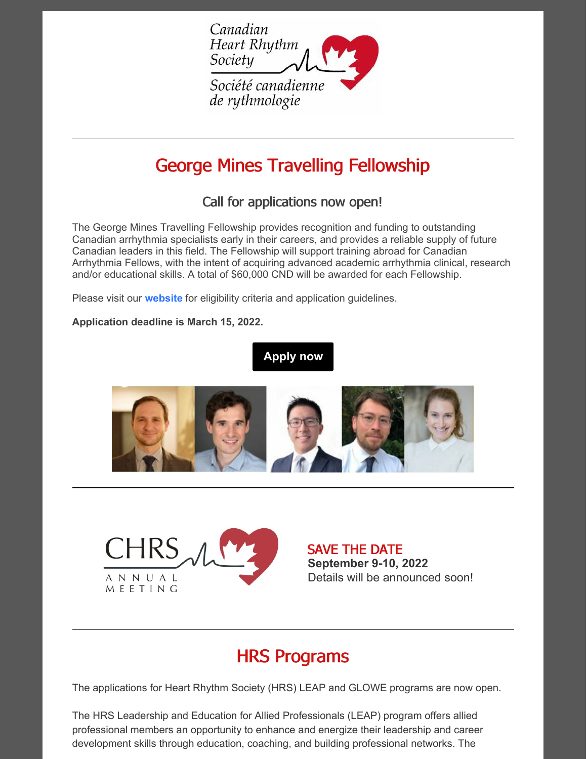Canadian Heart Rhythm Society

Société canadienne de rythmologie

---

# George Mines Travelling Fellowship

## Call for applications now open!

The George Mines Travelling Fellowship provides recognition and funding to outstanding Canadian arrhythmia specialists early in their careers, and provides a reliable supply of future Canadian leaders in this field. The Fellowship will support training abroad for Canadian Arrhythmia Fellows, with the intent of acquiring advanced academic arrhythmia clinical, research and/or educational skills. A total of $60,000 CND will be awarded for each Fellowship.

Please visit our **website** for eligibility criteria and application guidelines.

**Application deadline is March 15, 2022.**

**Apply now**

---

CHRS ANNUAL MEETING

SAVE THE DATE

**September 9-10, 2022**

Details will be announced soon!

---

# HRS Programs

The applications for Heart Rhythm Society (HRS) LEAP and GLOWE programs are now open.

The HRS Leadership and Education for Allied Professionals (LEAP) program offers allied professional members an opportunity to enhance and energize their leadership and career development skills through education, coaching, and building professional networks. The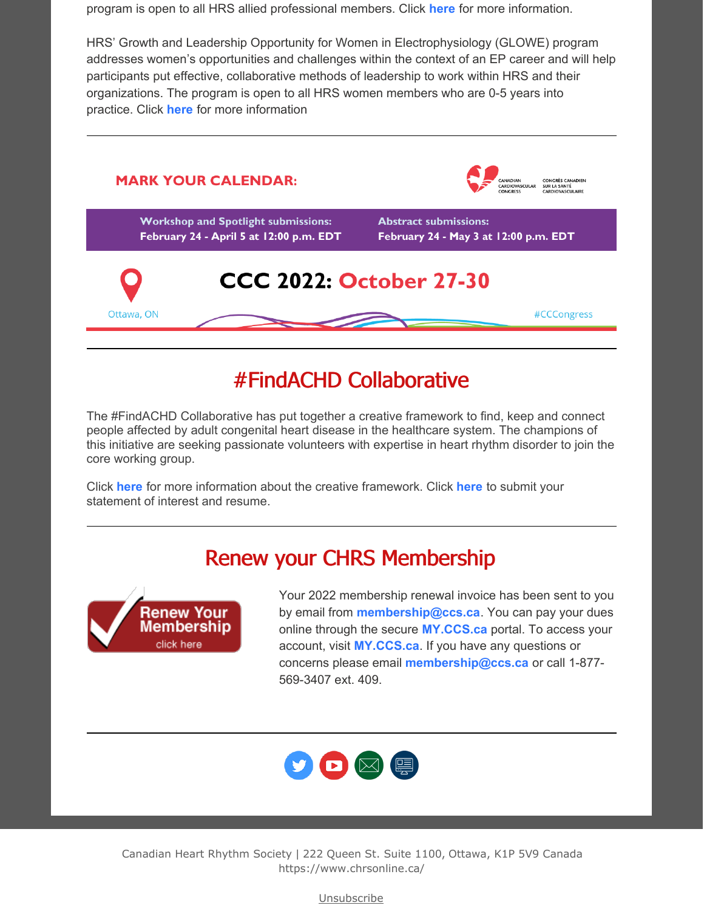program is open to all HRS allied professional members. Click **here** for more information.

HRS' Growth and Leadership Opportunity for Women in Electrophysiology (GLOWE) program addresses women's opportunities and challenges within the context of an EP career and will help participants put effective, collaborative methods of leadership to work within HRS and their organizations. The program is open to all HRS women members who are 0-5 years into practice. Click **here** for more information

---

**MARK YOUR CALENDAR:**

CANADIAN CARDIOVASCULAR CONGRESS | CONGRÈS CANADIEN SUR LA SANTÉ CARDIOVASCULAIRE

**Workshop and Spotlight submissions:** February 24 - April 5 at 12:00 p.m. EDT

**Abstract submissions:** February 24 - May 3 at 12:00 p.m. EDT

**CCC 2022: October 27-30**

Ottawa, ON

#CCCongress

---

## #FindACHD Collaborative

The #FindACHD Collaborative has put together a creative framework to find, keep and connect people affected by adult congenital heart disease in the healthcare system. The champions of this initiative are seeking passionate volunteers with expertise in heart rhythm disorder to join the core working group.

Click **here** for more information about the creative framework. Click **here** to submit your statement of interest and resume.

---

## Renew your CHRS Membership

Renew Your Membership click here

Your 2022 membership renewal invoice has been sent to you by email from **membership@ccs.ca**. You can pay your dues online through the secure **MY.CCS.ca** portal. To access your account, visit **MY.CCS.ca**. If you have any questions or concerns please email **membership@ccs.ca** or call 1-877-569-3407 ext. 409.

---

Canadian Heart Rhythm Society | 222 Queen St. Suite 1100, Ottawa, K1P 5V9 Canada
https://www.chrsonline.ca/

Unsubscribe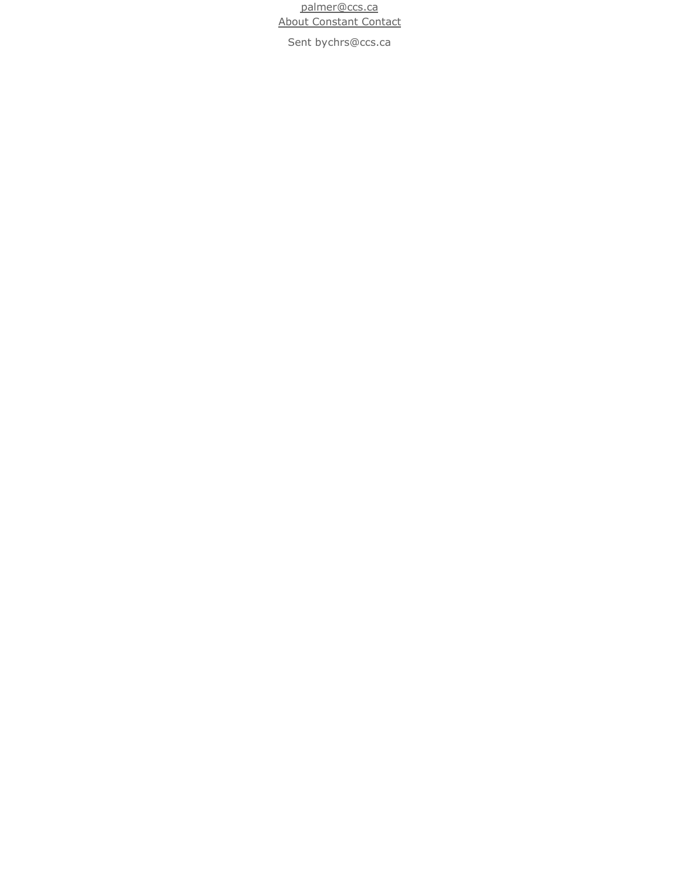palmer@ccs.ca
About Constant Contact

Sent bychrs@ccs.ca